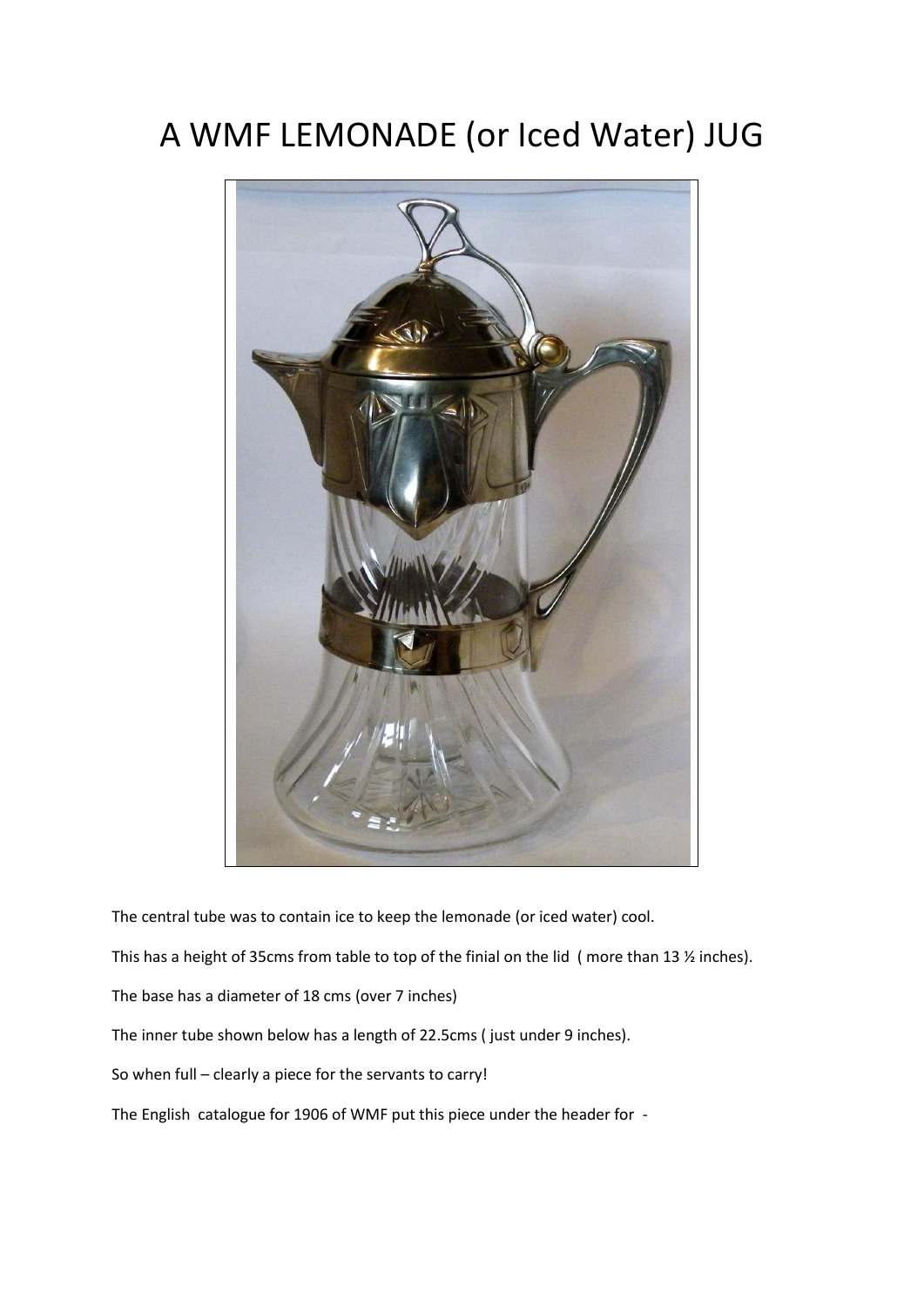# A WMF LEMONADE (or Iced Water) JUG

The central tube was to contain ice to keep the lemonade (or iced water) cool.

This has a height of 35cms from table to top of the finial on the lid ( more than 13 ½ inches).

The base has a diameter of 18 cms (over 7 inches)

The inner tube shown below has a length of 22.5cms ( just under 9 inches).

So when full – clearly a piece for the servants to carry!

The English catalogue for 1906 of WMF put this piece under the header for -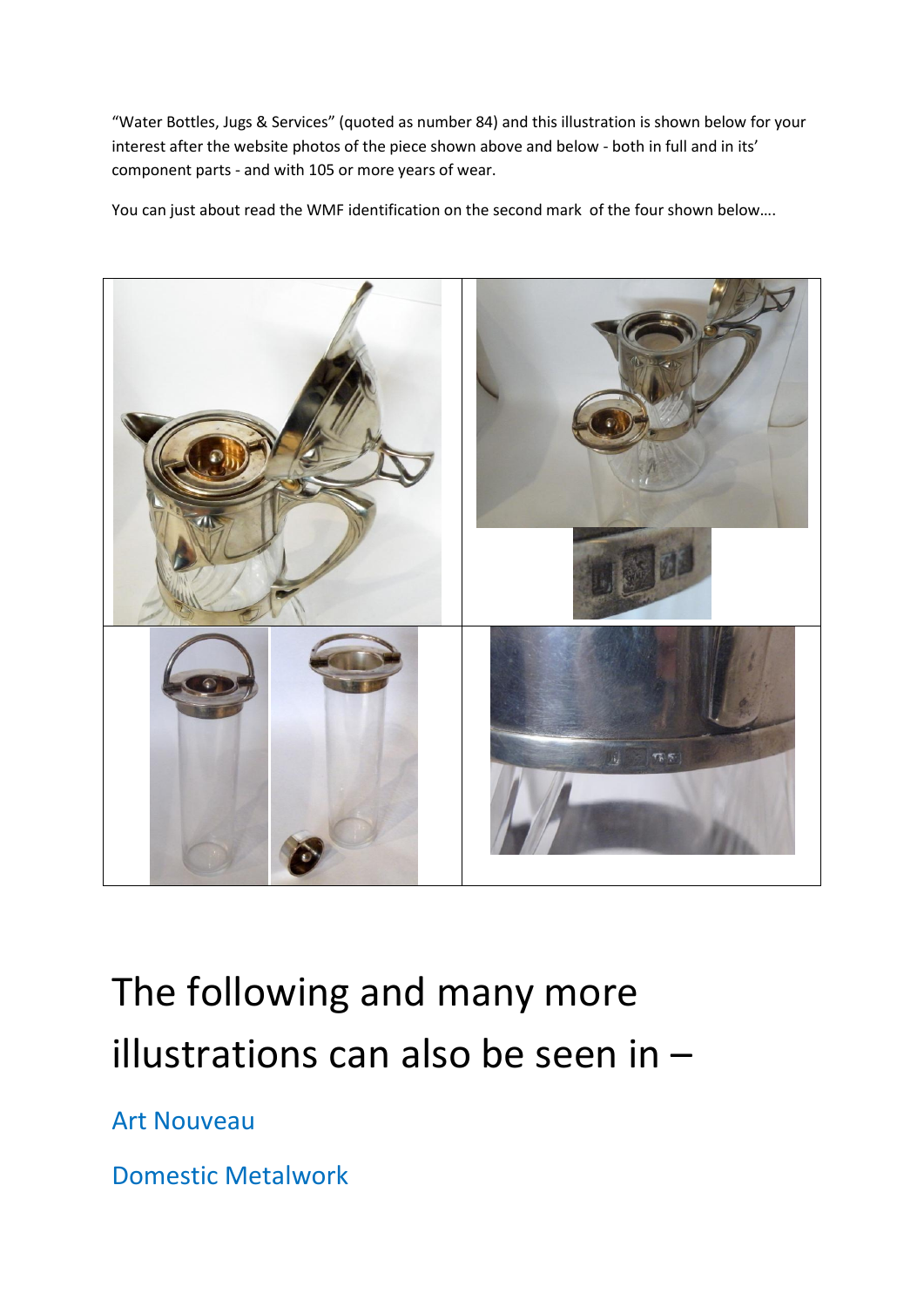"Water Bottles, Jugs & Services" (quoted as number 84) and this illustration is shown below for your interest after the website photos of the piece shown above and below - both in full and in its' component parts - and with 105 or more years of wear.

You can just about read the WMF identification on the second mark of the four shown below….

# The following and many more illustrations can also be seen in –

## Art Nouveau

## Domestic Metalwork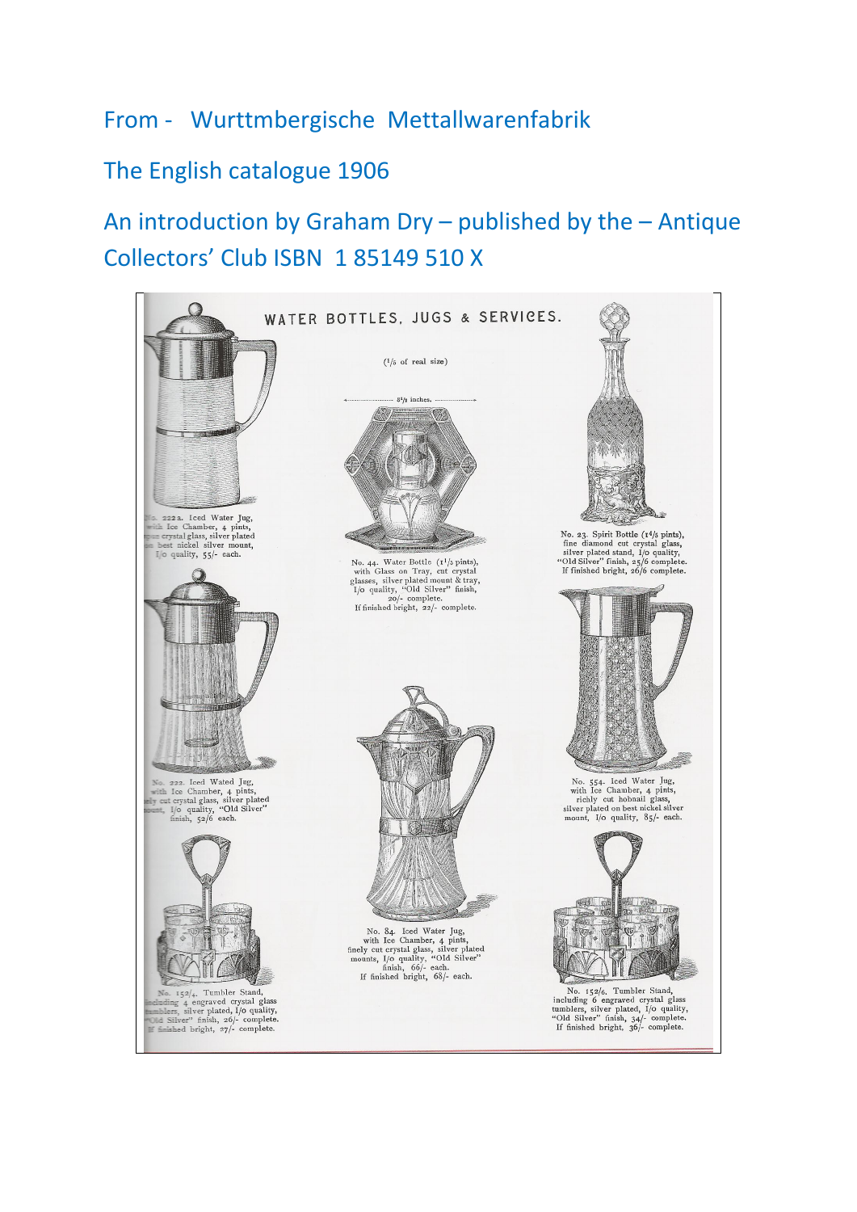From - Wurttmbergische Mettallwarenfabrik

The English catalogue 1906

An introduction by Graham Dry – published by the – Antique Collectors' Club ISBN 1 85149 510 X

## WATER BOTTLES, JUGS & SERVICES.

($^1/_5$ of real size)

$8^4/_5$ inches.

No. 222a. Iced Water Jug, with Ice Chamber, 4 pints, cut crystal glass, silver plated on best nickel silver mount, I/o quality, 55/- each.

No. 44. Water Bottle ($1^1/_5$ pints), with Glass on Tray, cut crystal glasses, silver plated mount & tray, I/o quality, "Old Silver" finish, 20/- complete. If finished bright, 22/- complete.

No. 23. Spirit Bottle ($1^4/_5$ pints), fine diamond cut crystal glass, silver plated stand, I/o quality, "Old Silver" finish, 25/6 complete. If finished bright, 26/6 complete.

No. 222. Iced Wated Jug, with Ice Chamber, 4 pints, richly cut crystal glass, silver plated mount, I/o quality, "Old Silver" finish, 52/6 each.

No. 554. Iced Water Jug, with Ice Chamber, 4 pints, richly cut hobnail glass, silver plated on best nickel silver mount, I/o quality, 85/- each.

No. 84. Iced Water Jug, with Ice Chamber, 4 pints, finely cut crystal glass, silver plated mounts, I/o quality, "Old Silver" finish, 66/- each. If finished bright, 68/- each.

No. 152/4. Tumbler Stand, including 4 engraved crystal glass tumblers, silver plated, I/o quality, "Old Silver" finish, 26/- complete. If finished bright, 27/- complete.

No. 152/6. Tumbler Stand, including 6 engraved crystal glass tumblers, silver plated, I/o quality, "Old Silver" finish, 34/- complete. If finished bright, 36/- complete.